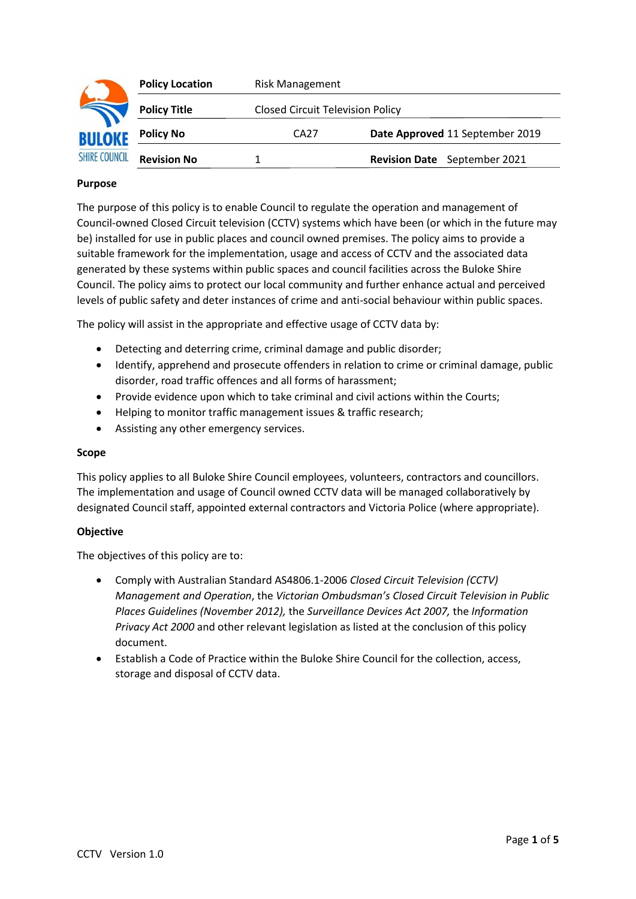| Policy Location | Risk Management | | |
|---|---|---|---|
| **Policy Title** | Closed Circuit Television Policy | | |
| **Policy No** | CA27 | **Date Approved** | 11 September 2019 |
| **Revision No** | 1 | **Revision Date** | September 2021 |

**Purpose**

The purpose of this policy is to enable Council to regulate the operation and management of Council-owned Closed Circuit television (CCTV) systems which have been (or which in the future may be) installed for use in public places and council owned premises. The policy aims to provide a suitable framework for the implementation, usage and access of CCTV and the associated data generated by these systems within public spaces and council facilities across the Buloke Shire Council. The policy aims to protect our local community and further enhance actual and perceived levels of public safety and deter instances of crime and anti-social behaviour within public spaces.

The policy will assist in the appropriate and effective usage of CCTV data by:

- Detecting and deterring crime, criminal damage and public disorder;
- Identify, apprehend and prosecute offenders in relation to crime or criminal damage, public disorder, road traffic offences and all forms of harassment;
- Provide evidence upon which to take criminal and civil actions within the Courts;
- Helping to monitor traffic management issues & traffic research;
- Assisting any other emergency services.

**Scope**

This policy applies to all Buloke Shire Council employees, volunteers, contractors and councillors. The implementation and usage of Council owned CCTV data will be managed collaboratively by designated Council staff, appointed external contractors and Victoria Police (where appropriate).

**Objective**

The objectives of this policy are to:

- Comply with Australian Standard AS4806.1-2006 *Closed Circuit Television (CCTV) Management and Operation*, the *Victorian Ombudsman's Closed Circuit Television in Public Places Guidelines (November 2012),* the *Surveillance Devices Act 2007,* the *Information Privacy Act 2000* and other relevant legislation as listed at the conclusion of this policy document.
- Establish a Code of Practice within the Buloke Shire Council for the collection, access, storage and disposal of CCTV data.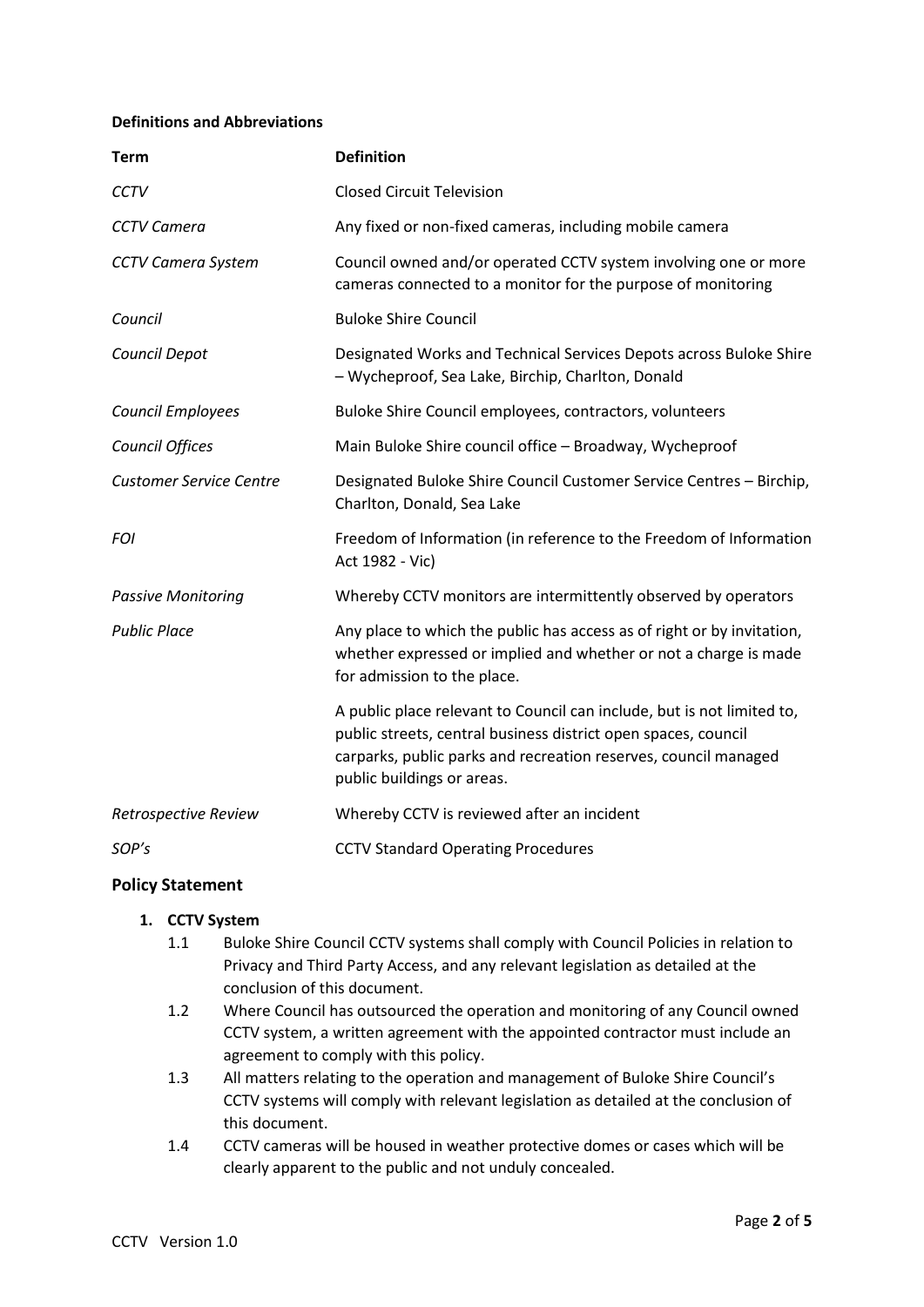**Definitions and Abbreviations**

| Term | Definition |
|---|---|
| *CCTV* | Closed Circuit Television |
| *CCTV Camera* | Any fixed or non-fixed cameras, including mobile camera |
| *CCTV Camera System* | Council owned and/or operated CCTV system involving one or more cameras connected to a monitor for the purpose of monitoring |
| *Council* | Buloke Shire Council |
| *Council Depot* | Designated Works and Technical Services Depots across Buloke Shire – Wycheproof, Sea Lake, Birchip, Charlton, Donald |
| *Council Employees* | Buloke Shire Council employees, contractors, volunteers |
| *Council Offices* | Main Buloke Shire council office – Broadway, Wycheproof |
| *Customer Service Centre* | Designated Buloke Shire Council Customer Service Centres – Birchip, Charlton, Donald, Sea Lake |
| *FOI* | Freedom of Information (in reference to the Freedom of Information Act 1982 - Vic) |
| *Passive Monitoring* | Whereby CCTV monitors are intermittently observed by operators |
| *Public Place* | Any place to which the public has access as of right or by invitation, whether expressed or implied and whether or not a charge is made for admission to the place.<br><br>A public place relevant to Council can include, but is not limited to, public streets, central business district open spaces, council carparks, public parks and recreation reserves, council managed public buildings or areas. |
| *Retrospective Review* | Whereby CCTV is reviewed after an incident |
| *SOP's* | CCTV Standard Operating Procedures |

## Policy Statement

1. **CCTV System**
   - 1.1 Buloke Shire Council CCTV systems shall comply with Council Policies in relation to Privacy and Third Party Access, and any relevant legislation as detailed at the conclusion of this document.
   - 1.2 Where Council has outsourced the operation and monitoring of any Council owned CCTV system, a written agreement with the appointed contractor must include an agreement to comply with this policy.
   - 1.3 All matters relating to the operation and management of Buloke Shire Council's CCTV systems will comply with relevant legislation as detailed at the conclusion of this document.
   - 1.4 CCTV cameras will be housed in weather protective domes or cases which will be clearly apparent to the public and not unduly concealed.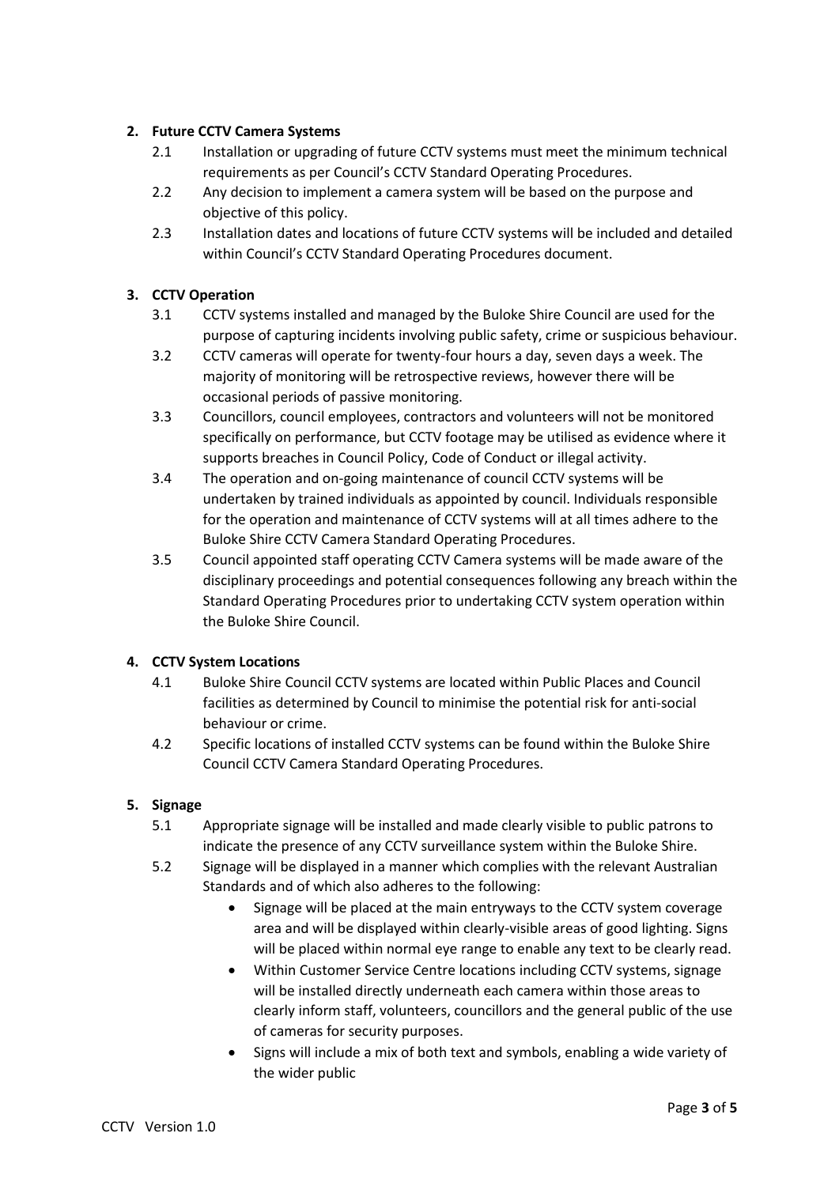## 2. Future CCTV Camera Systems

2.1 Installation or upgrading of future CCTV systems must meet the minimum technical requirements as per Council's CCTV Standard Operating Procedures.

2.2 Any decision to implement a camera system will be based on the purpose and objective of this policy.

2.3 Installation dates and locations of future CCTV systems will be included and detailed within Council's CCTV Standard Operating Procedures document.

## 3. CCTV Operation

3.1 CCTV systems installed and managed by the Buloke Shire Council are used for the purpose of capturing incidents involving public safety, crime or suspicious behaviour.

3.2 CCTV cameras will operate for twenty-four hours a day, seven days a week. The majority of monitoring will be retrospective reviews, however there will be occasional periods of passive monitoring.

3.3 Councillors, council employees, contractors and volunteers will not be monitored specifically on performance, but CCTV footage may be utilised as evidence where it supports breaches in Council Policy, Code of Conduct or illegal activity.

3.4 The operation and on-going maintenance of council CCTV systems will be undertaken by trained individuals as appointed by council. Individuals responsible for the operation and maintenance of CCTV systems will at all times adhere to the Buloke Shire CCTV Camera Standard Operating Procedures.

3.5 Council appointed staff operating CCTV Camera systems will be made aware of the disciplinary proceedings and potential consequences following any breach within the Standard Operating Procedures prior to undertaking CCTV system operation within the Buloke Shire Council.

## 4. CCTV System Locations

4.1 Buloke Shire Council CCTV systems are located within Public Places and Council facilities as determined by Council to minimise the potential risk for anti-social behaviour or crime.

4.2 Specific locations of installed CCTV systems can be found within the Buloke Shire Council CCTV Camera Standard Operating Procedures.

## 5. Signage

5.1 Appropriate signage will be installed and made clearly visible to public patrons to indicate the presence of any CCTV surveillance system within the Buloke Shire.

5.2 Signage will be displayed in a manner which complies with the relevant Australian Standards and of which also adheres to the following:

- Signage will be placed at the main entryways to the CCTV system coverage area and will be displayed within clearly-visible areas of good lighting. Signs will be placed within normal eye range to enable any text to be clearly read.
- Within Customer Service Centre locations including CCTV systems, signage will be installed directly underneath each camera within those areas to clearly inform staff, volunteers, councillors and the general public of the use of cameras for security purposes.
- Signs will include a mix of both text and symbols, enabling a wide variety of the wider public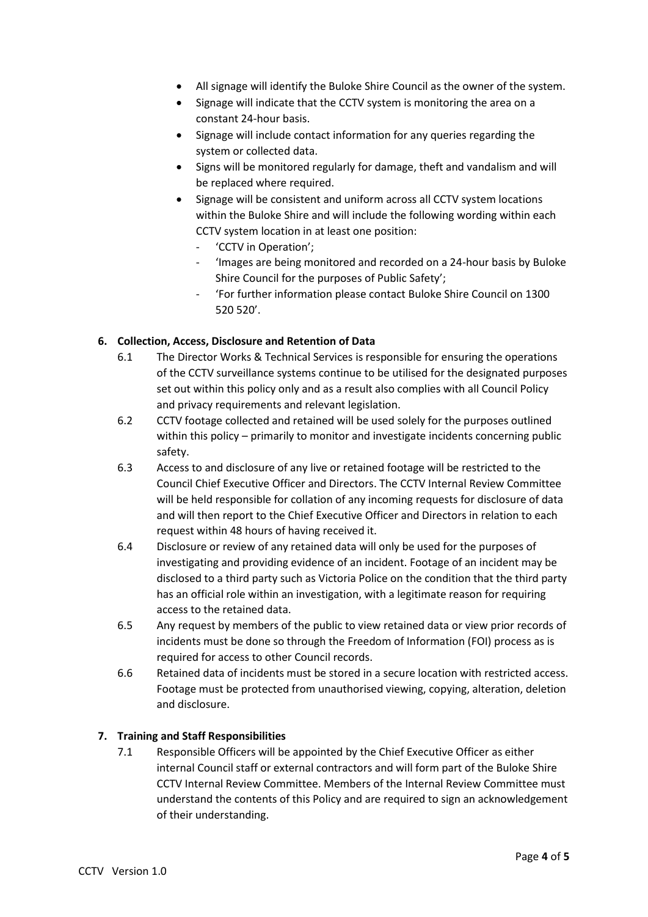- All signage will identify the Buloke Shire Council as the owner of the system.
- Signage will indicate that the CCTV system is monitoring the area on a constant 24-hour basis.
- Signage will include contact information for any queries regarding the system or collected data.
- Signs will be monitored regularly for damage, theft and vandalism and will be replaced where required.
- Signage will be consistent and uniform across all CCTV system locations within the Buloke Shire and will include the following wording within each CCTV system location in at least one position:
  - 'CCTV in Operation';
  - 'Images are being monitored and recorded on a 24-hour basis by Buloke Shire Council for the purposes of Public Safety';
  - 'For further information please contact Buloke Shire Council on 1300 520 520'.

**6. Collection, Access, Disclosure and Retention of Data**

6.1 The Director Works & Technical Services is responsible for ensuring the operations of the CCTV surveillance systems continue to be utilised for the designated purposes set out within this policy only and as a result also complies with all Council Policy and privacy requirements and relevant legislation.

6.2 CCTV footage collected and retained will be used solely for the purposes outlined within this policy – primarily to monitor and investigate incidents concerning public safety.

6.3 Access to and disclosure of any live or retained footage will be restricted to the Council Chief Executive Officer and Directors. The CCTV Internal Review Committee will be held responsible for collation of any incoming requests for disclosure of data and will then report to the Chief Executive Officer and Directors in relation to each request within 48 hours of having received it.

6.4 Disclosure or review of any retained data will only be used for the purposes of investigating and providing evidence of an incident. Footage of an incident may be disclosed to a third party such as Victoria Police on the condition that the third party has an official role within an investigation, with a legitimate reason for requiring access to the retained data.

6.5 Any request by members of the public to view retained data or view prior records of incidents must be done so through the Freedom of Information (FOI) process as is required for access to other Council records.

6.6 Retained data of incidents must be stored in a secure location with restricted access. Footage must be protected from unauthorised viewing, copying, alteration, deletion and disclosure.

**7. Training and Staff Responsibilities**

7.1 Responsible Officers will be appointed by the Chief Executive Officer as either internal Council staff or external contractors and will form part of the Buloke Shire CCTV Internal Review Committee. Members of the Internal Review Committee must understand the contents of this Policy and are required to sign an acknowledgement of their understanding.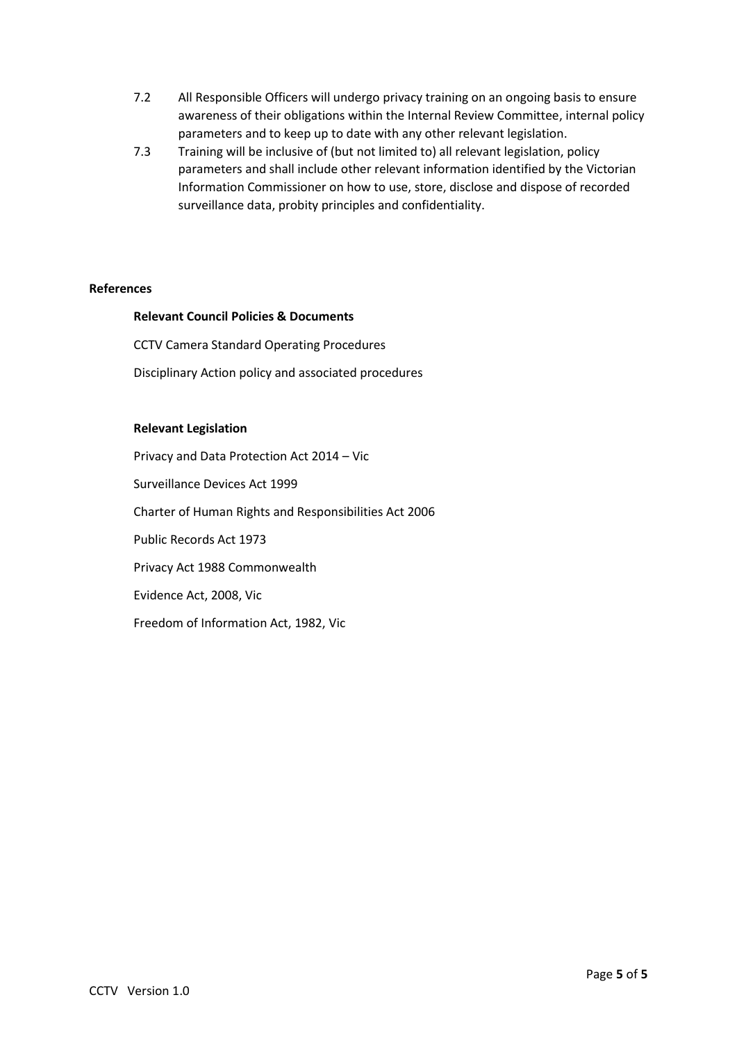7.2 All Responsible Officers will undergo privacy training on an ongoing basis to ensure awareness of their obligations within the Internal Review Committee, internal policy parameters and to keep up to date with any other relevant legislation.

7.3 Training will be inclusive of (but not limited to) all relevant legislation, policy parameters and shall include other relevant information identified by the Victorian Information Commissioner on how to use, store, disclose and dispose of recorded surveillance data, probity principles and confidentiality.

**References**

**Relevant Council Policies & Documents**

CCTV Camera Standard Operating Procedures

Disciplinary Action policy and associated procedures

**Relevant Legislation**

Privacy and Data Protection Act 2014 – Vic

Surveillance Devices Act 1999

Charter of Human Rights and Responsibilities Act 2006

Public Records Act 1973

Privacy Act 1988 Commonwealth

Evidence Act, 2008, Vic

Freedom of Information Act, 1982, Vic